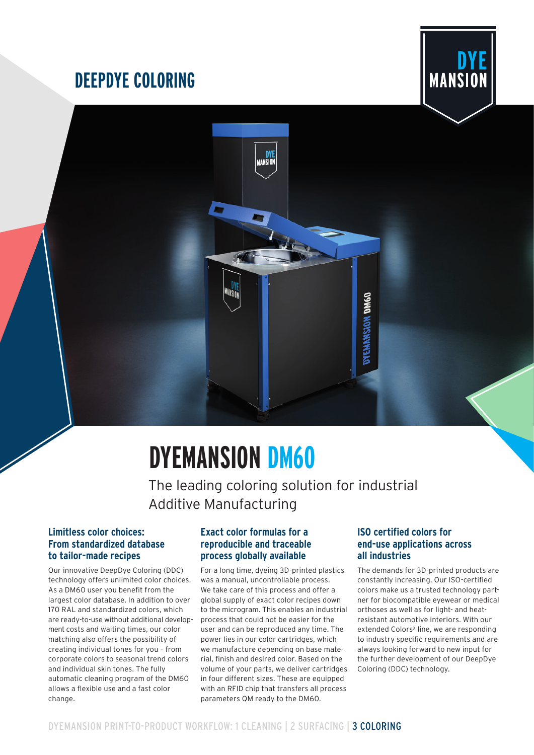DEEPDYE COLORING

# DYEMANSION DM60

The leading coloring solution for industrial Additive Manufacturing

### Limitless color choices: From standardized database to tailor-made recipes

Our innovative DeepDye Coloring (DDC) technology offers unlimited color choices. As a DM60 user you benefit from the largest color database. In addition to over 170 RAL and standardized colors, which are ready-to-use without additional development costs and waiting times, our color matching also offers the possibility of creating individual tones for you – from corporate colors to seasonal trend colors and individual skin tones. The fully automatic cleaning program of the DM60 allows a flexible use and a fast color change.

### Exact color formulas for a reproducible and traceable process globally available

For a long time, dyeing 3D-printed plastics was a manual, uncontrollable process. We take care of this process and offer a global supply of exact color recipes down to the microgram. This enables an industrial process that could not be easier for the user and can be reproduced any time. The power lies in our color cartridges, which we manufacture depending on base material, finish and desired color. Based on the volume of your parts, we deliver cartridges in four different sizes. These are equipped with an RFID chip that transfers all process parameters QM ready to the DM60.

### ISO certified colors for end-use applications across all industries

The demands for 3D-printed products are constantly increasing. Our ISO-certified colors make us a trusted technology partner for biocompatible eyewear or medical orthoses as well as for light- and heat-resistant automotive interiors. With our extended Colors[x] line, we are responding to industry specific requirements and are always looking forward to new input for the further development of our DeepDye Coloring (DDC) technology.

DYEMANSION PRINT-TO-PRODUCT WORKFLOW: 1 CLEANING | 2 SURFACING | **3 COLORING**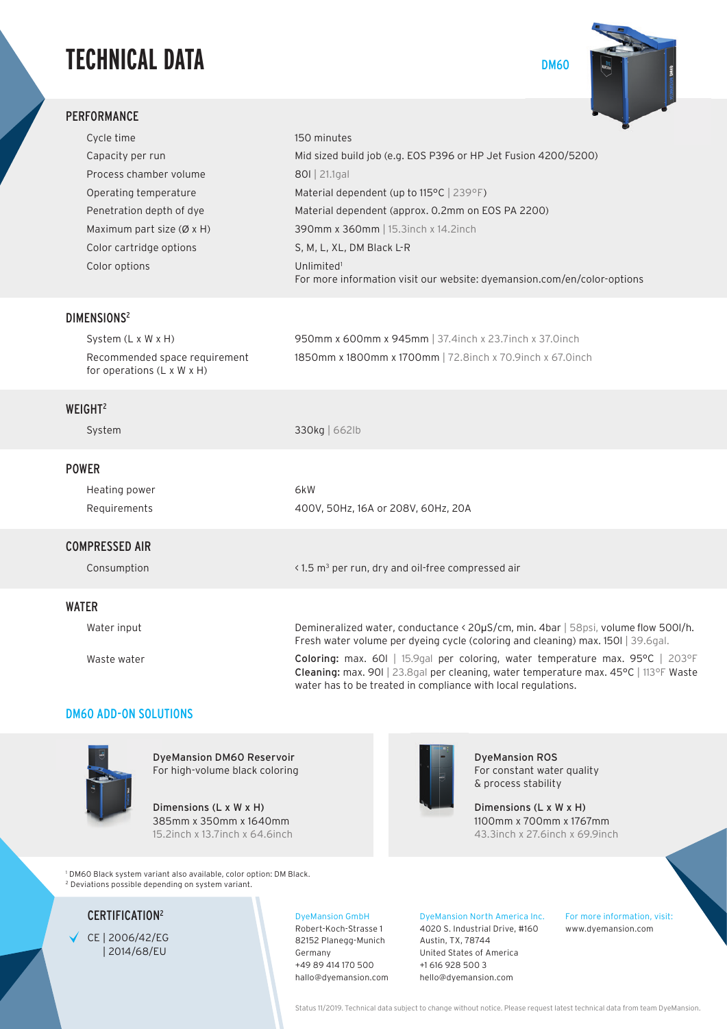# TECHNICAL DATA

DM60

## PERFORMANCE

| | |
|---|---|
| Cycle time | 150 minutes |
| Capacity per run | Mid sized build job (e.g. EOS P396 or HP Jet Fusion 4200/5200) |
| Process chamber volume | 80l \| 21.1gal |
| Operating temperature | Material dependent (up to 115°C \| 239°F) |
| Penetration depth of dye | Material dependent (approx. 0.2mm on EOS PA 2200) |
| Maximum part size (Ø x H) | 390mm x 360mm \| 15.3inch x 14.2inch |
| Color cartridge options | S, M, L, XL, DM Black L-R |
| Color options | Unlimited[1] For more information visit our website: dyemansion.com/en/color-options |

## DIMENSIONS[2]

| | |
|---|---|
| System (L x W x H) | 950mm x 600mm x 945mm \| 37.4inch x 23.7inch x 37.0inch |
| Recommended space requirement for operations (L x W x H) | 1850mm x 1800mm x 1700mm \| 72.8inch x 70.9inch x 67.0inch |

## WEIGHT[2]

| | |
|---|---|
| System | 330kg \| 662lb |

## POWER

| | |
|---|---|
| Heating power | 6kW |
| Requirements | 400V, 50Hz, 16A or 208V, 60Hz, 20A |

## COMPRESSED AIR

| | |
|---|---|
| Consumption | < 1.5 $m^3$ per run, dry and oil-free compressed air |

## WATER

| | |
|---|---|
| Water input | Demineralized water, conductance < 20µS/cm, min. 4bar \| 58psi, volume flow 500l/h. Fresh water volume per dyeing cycle (coloring and cleaning) max. 150l \| 39.6gal. |
| Waste water | **Coloring:** max. 60l \| 15.9gal per coloring, water temperature max. 95°C \| 203°F **Cleaning:** max. 90l \| 23.8gal per cleaning, water temperature max. 45°C \| 113°F Waste water has to be treated in compliance with local regulations. |

## DM60 ADD-ON SOLUTIONS

**DyeMansion DM60 Reservoir**
For high-volume black coloring

**Dimensions (L x W x H)**
385mm x 350mm x 1640mm
15.2inch x 13.7inch x 64.6inch

**DyeMansion ROS**
For constant water quality & process stability

**Dimensions (L x W x H)**
1100mm x 700mm x 1767mm
43.3inch x 27.6inch x 69.9inch

[1] DM60 Black system variant also available, color option: DM Black.
[2] Deviations possible depending on system variant.

## CERTIFICATION[2]

✓ CE | 2006/42/EG
| 2014/68/EU

DyeMansion GmbH
Robert-Koch-Strasse 1
82152 Planegg-Munich
Germany
+49 89 414 170 500
hallo@dyemansion.com

DyeMansion North America Inc.
4020 S. Industrial Drive, #160
Austin, TX, 78744
United States of America
+1 616 928 500 3
hello@dyemansion.com

For more information, visit:
www.dyemansion.com

Status 11/2019. Technical data subject to change without notice. Please request latest technical data from team DyeMansion.